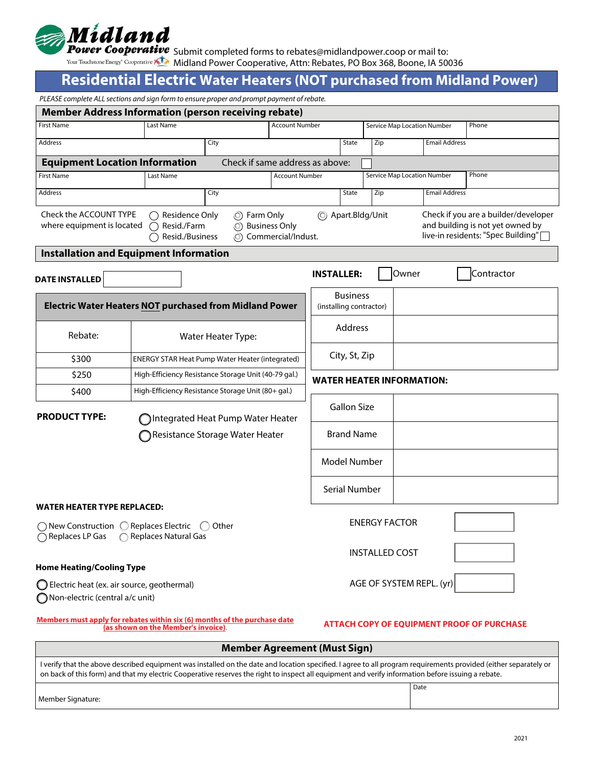**Midland Power Cooperative**
Your Touchstone Energy® Cooperative

Submit completed forms to rebates@midlandpower.coop or mail to:
Midland Power Cooperative, Attn: Rebates, PO Box 368, Boone, IA 50036

# Residential Electric Water Heaters (NOT purchased from Midland Power)

*PLEASE complete ALL sections and sign form to ensure proper and prompt payment of rebate.*

## Member Address Information (person receiving rebate)

| First Name | Last Name | Account Number | Service Map Location Number | Phone |
|---|---|---|---|---|
| | | | | |

| Address | City | State | Zip | Email Address |
|---|---|---|---|---|
| | | | | |

## Equipment Location Information

Check if same address as above: ☐

| First Name | Last Name | Account Number | Service Map Location Number | Phone |
|---|---|---|---|---|
| | | | | |

| Address | City | State | Zip | Email Address |
|---|---|---|---|---|
| | | | | |

Check the ACCOUNT TYPE where equipment is located:
- ○ Residence Only
- ○ Resid./Farm
- ○ Resid./Business
- ○ Farm Only
- ○ Business Only
- ○ Commercial/Indust.
- ○ Apart.Bldg/Unit

Check if you are a builder/developer and building is not yet owned by live-in residents: "Spec Building" ☐

## Installation and Equipment Information

**DATE INSTALLED** ____________

**INSTALLER:** ☐ Owner ☐ Contractor

| Business (installing contractor) | |
|---|---|
| Address | |
| City, St, Zip | |

| Electric Water Heaters NOT purchased from Midland Power | |
|---|---|
| **Rebate:** | **Water Heater Type:** |
| $300 | ENERGY STAR Heat Pump Water Heater (integrated) |
| $250 | High-Efficiency Resistance Storage Unit (40-79 gal.) |
| $400 | High-Efficiency Resistance Storage Unit (80+ gal.) |

**PRODUCT TYPE:**
- ○ Integrated Heat Pump Water Heater
- ○ Resistance Storage Water Heater

**WATER HEATER INFORMATION:**

| Gallon Size | |
|---|---|
| Brand Name | |
| Model Number | |
| Serial Number | |

**WATER HEATER TYPE REPLACED:**
- ○ New Construction
- ○ Replaces Electric
- ○ Other
- ○ Replaces LP Gas
- ○ Replaces Natural Gas

ENERGY FACTOR ____________

INSTALLED COST ____________

AGE OF SYSTEM REPL. (yr) ____________

**Home Heating/Cooling Type**
- ○ Electric heat (ex. air source, geothermal)
- ○ Non-electric (central a/c unit)

**Members must apply for rebates within six (6) months of the purchase date (as shown on the Member's invoice).**

**ATTACH COPY OF EQUIPMENT PROOF OF PURCHASE**

## Member Agreement (Must Sign)

I verify that the above described equipment was installed on the date and location specified. I agree to all program requirements provided (either separately or on back of this form) and that my electric Cooperative reserves the right to inspect all equipment and verify information before issuing a rebate.

| Member Signature: | Date |
|---|---|
| | |

2021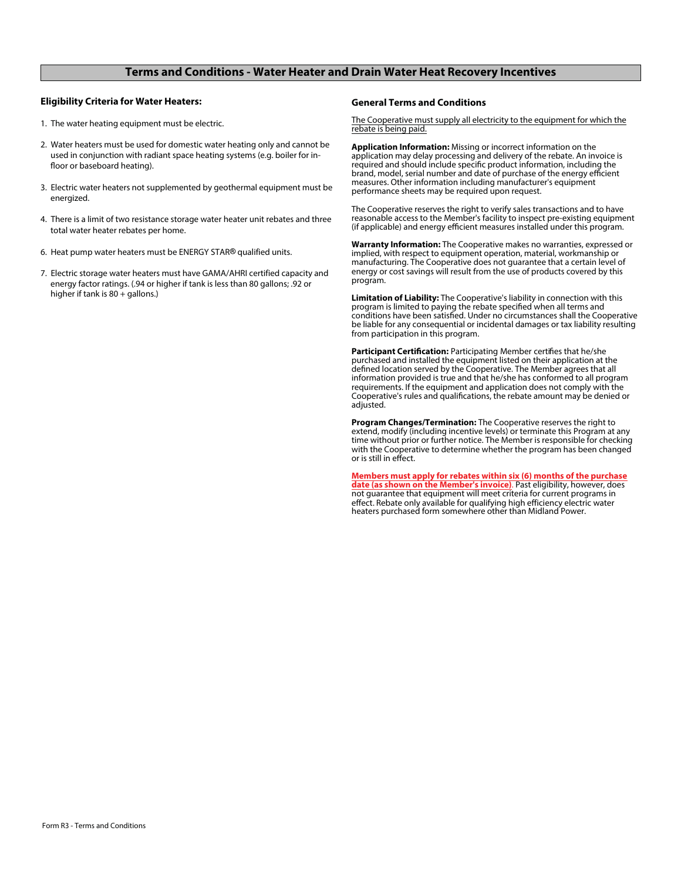## Terms and Conditions - Water Heater and Drain Water Heat Recovery Incentives

### Eligibility Criteria for Water Heaters:

1. The water heating equipment must be electric.
2. Water heaters must be used for domestic water heating only and cannot be used in conjunction with radiant space heating systems (e.g. boiler for in-floor or baseboard heating).
3. Electric water heaters not supplemented by geothermal equipment must be energized.
4. There is a limit of two resistance storage water heater unit rebates and three total water heater rebates per home.
6. Heat pump water heaters must be ENERGY STAR® qualified units.
7. Electric storage water heaters must have GAMA/AHRI certified capacity and energy factor ratings. (.94 or higher if tank is less than 80 gallons; .92 or higher if tank is 80 + gallons.)

### General Terms and Conditions

<u>The Cooperative must supply all electricity to the equipment for which the rebate is being paid.</u>

**Application Information:** Missing or incorrect information on the application may delay processing and delivery of the rebate. An invoice is required and should include specific product information, including the brand, model, serial number and date of purchase of the energy efficient measures. Other information including manufacturer's equipment performance sheets may be required upon request.

The Cooperative reserves the right to verify sales transactions and to have reasonable access to the Member's facility to inspect pre-existing equipment (if applicable) and energy efficient measures installed under this program.

**Warranty Information:** The Cooperative makes no warranties, expressed or implied, with respect to equipment operation, material, workmanship or manufacturing. The Cooperative does not guarantee that a certain level of energy or cost savings will result from the use of products covered by this program.

**Limitation of Liability:** The Cooperative's liability in connection with this program is limited to paying the rebate specified when all terms and conditions have been satisfied. Under no circumstances shall the Cooperative be liable for any consequential or incidental damages or tax liability resulting from participation in this program.

**Participant Certification:** Participating Member certifies that he/she purchased and installed the equipment listed on their application at the defined location served by the Cooperative. The Member agrees that all information provided is true and that he/she has conformed to all program requirements. If the equipment and application does not comply with the Cooperative's rules and qualifications, the rebate amount may be denied or adjusted.

**Program Changes/Termination:** The Cooperative reserves the right to extend, modify (including incentive levels) or terminate this Program at any time without prior or further notice. The Member is responsible for checking with the Cooperative to determine whether the program has been changed or is still in effect.

<u>**Members must apply for rebates within six (6) months of the purchase date (as shown on the Member's invoice)**</u>. Past eligibility, however, does not guarantee that equipment will meet criteria for current programs in effect. Rebate only available for qualifying high efficiency electric water heaters purchased form somewhere other than Midland Power.

Form R3 - Terms and Conditions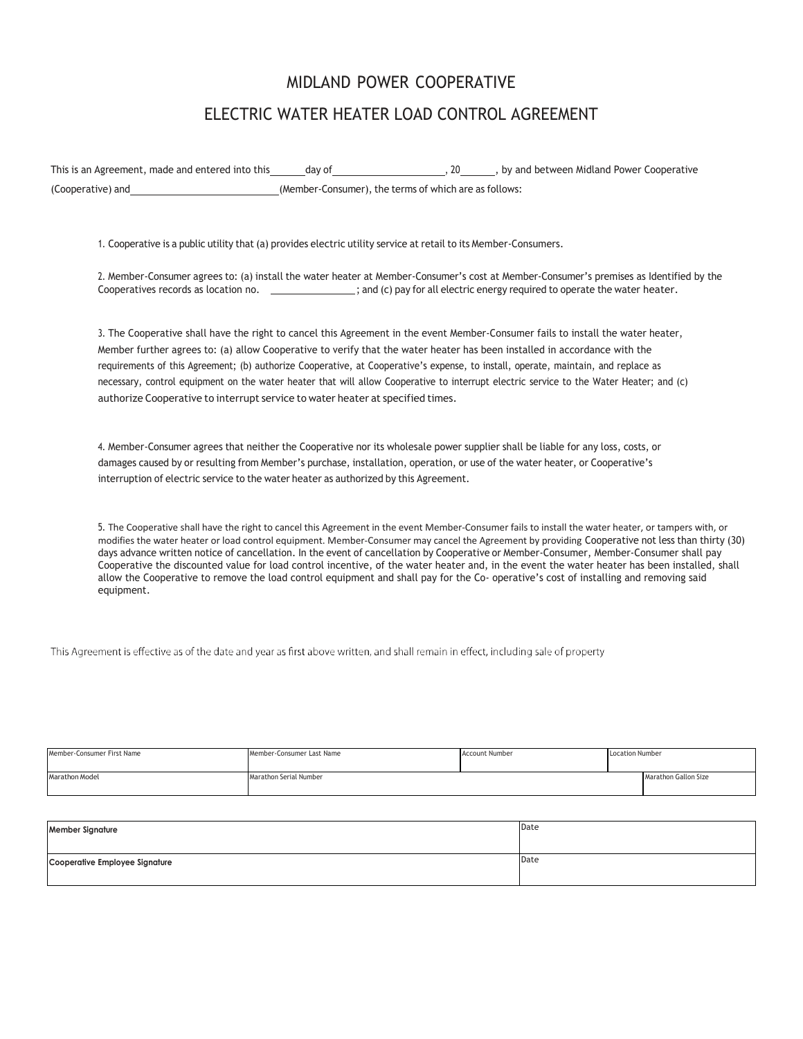# MIDLAND POWER COOPERATIVE

## ELECTRIC WATER HEATER LOAD CONTROL AGREEMENT

This is an Agreement, made and entered into this ______ day of ____________________, 20______, by and between Midland Power Cooperative (Cooperative) and ___________________________ (Member-Consumer), the terms of which are as follows:

1. Cooperative is a public utility that (a) provides electric utility service at retail to its Member-Consumers.

2. Member-Consumer agrees to: (a) install the water heater at Member-Consumer's cost at Member-Consumer's premises as Identified by the Cooperatives records as location no. _______________; and (c) pay for all electric energy required to operate the water heater.

3. The Cooperative shall have the right to cancel this Agreement in the event Member-Consumer fails to install the water heater, Member further agrees to: (a) allow Cooperative to verify that the water heater has been installed in accordance with the requirements of this Agreement; (b) authorize Cooperative, at Cooperative's expense, to install, operate, maintain, and replace as necessary, control equipment on the water heater that will allow Cooperative to interrupt electric service to the Water Heater; and (c) authorize Cooperative to interrupt service to water heater at specified times.

4. Member-Consumer agrees that neither the Cooperative nor its wholesale power supplier shall be liable for any loss, costs, or damages caused by or resulting from Member's purchase, installation, operation, or use of the water heater, or Cooperative's interruption of electric service to the water heater as authorized by this Agreement.

5. The Cooperative shall have the right to cancel this Agreement in the event Member-Consumer fails to install the water heater, or tampers with, or modifies the water heater or load control equipment. Member-Consumer may cancel the Agreement by providing Cooperative not less than thirty (30) days advance written notice of cancellation. In the event of cancellation by Cooperative or Member-Consumer, Member-Consumer shall pay Cooperative the discounted value for load control incentive, of the water heater and, in the event the water heater has been installed, shall allow the Cooperative to remove the load control equipment and shall pay for the Co- operative's cost of installing and removing said equipment.

This Agreement is effective as of the date and year as first above written, and shall remain in effect, including sale of property

| Member-Consumer First Name | Member-Consumer Last Name | Account Number | Location Number |
|---|---|---|---|
| | | | |

| Marathon Model | Marathon Serial Number | Marathon Gallon Size |
|---|---|---|
| | | |

| **Member Signature** | Date |
|---|---|
| **Cooperative Employee Signature** | Date |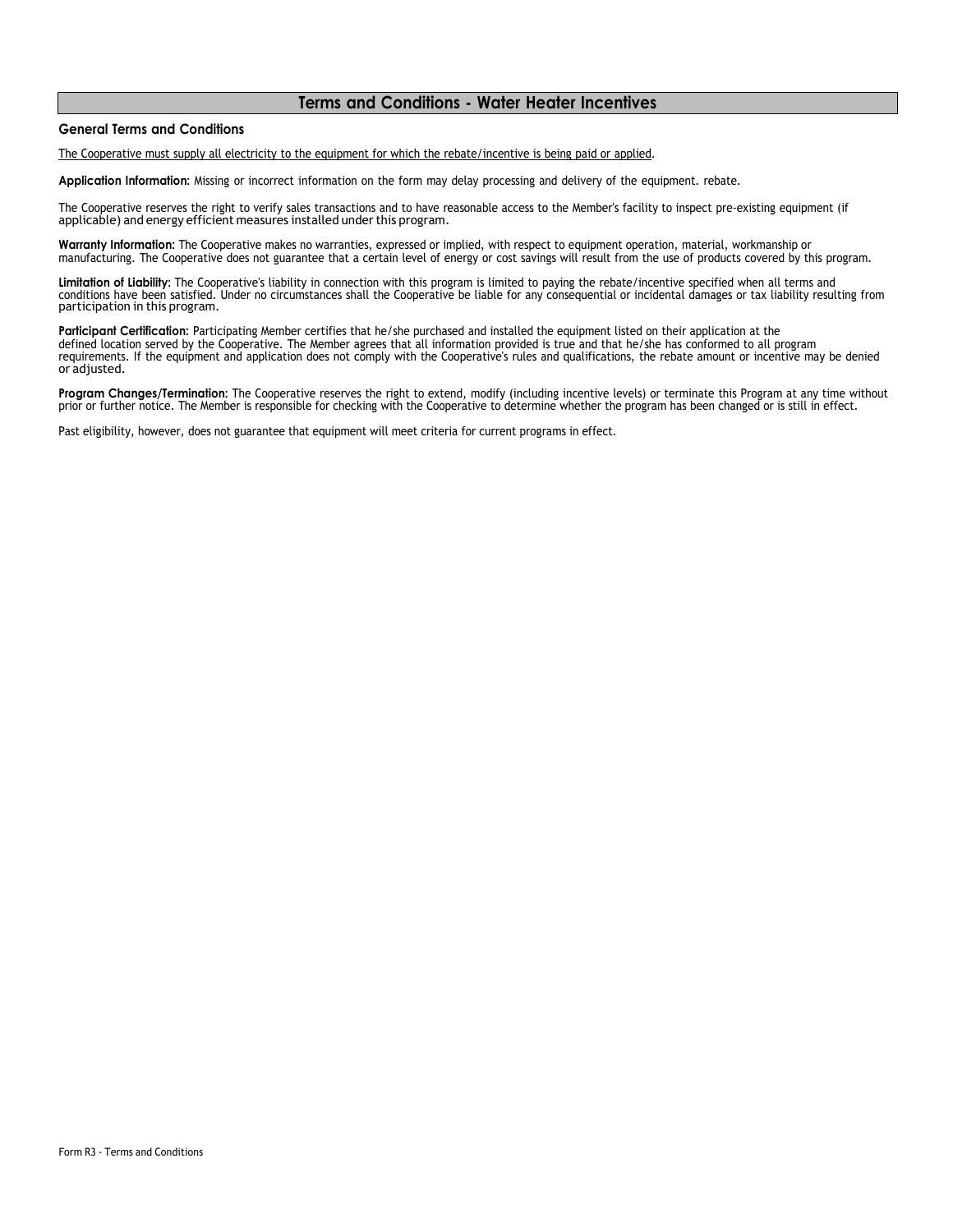## Terms and Conditions - Water Heater Incentives

### General Terms and Conditions

The Cooperative must supply all electricity to the equipment for which the rebate/incentive is being paid or applied.

**Application Information:** Missing or incorrect information on the form may delay processing and delivery of the equipment. rebate.

The Cooperative reserves the right to verify sales transactions and to have reasonable access to the Member's facility to inspect pre-existing equipment (if applicable) and energy efficient measures installed under this program.

**Warranty Information:** The Cooperative makes no warranties, expressed or implied, with respect to equipment operation, material, workmanship or manufacturing. The Cooperative does not guarantee that a certain level of energy or cost savings will result from the use of products covered by this program.

**Limitation of Liability:** The Cooperative's liability in connection with this program is limited to paying the rebate/incentive specified when all terms and conditions have been satisfied. Under no circumstances shall the Cooperative be liable for any consequential or incidental damages or tax liability resulting from participation in this program.

**Participant Certification:** Participating Member certifies that he/she purchased and installed the equipment listed on their application at the defined location served by the Cooperative. The Member agrees that all information provided is true and that he/she has conformed to all program requirements. If the equipment and application does not comply with the Cooperative's rules and qualifications, the rebate amount or incentive may be denied or adjusted.

**Program Changes/Termination:** The Cooperative reserves the right to extend, modify (including incentive levels) or terminate this Program at any time without prior or further notice. The Member is responsible for checking with the Cooperative to determine whether the program has been changed or is still in effect.

Past eligibility, however, does not guarantee that equipment will meet criteria for current programs in effect.

Form R3 - Terms and Conditions